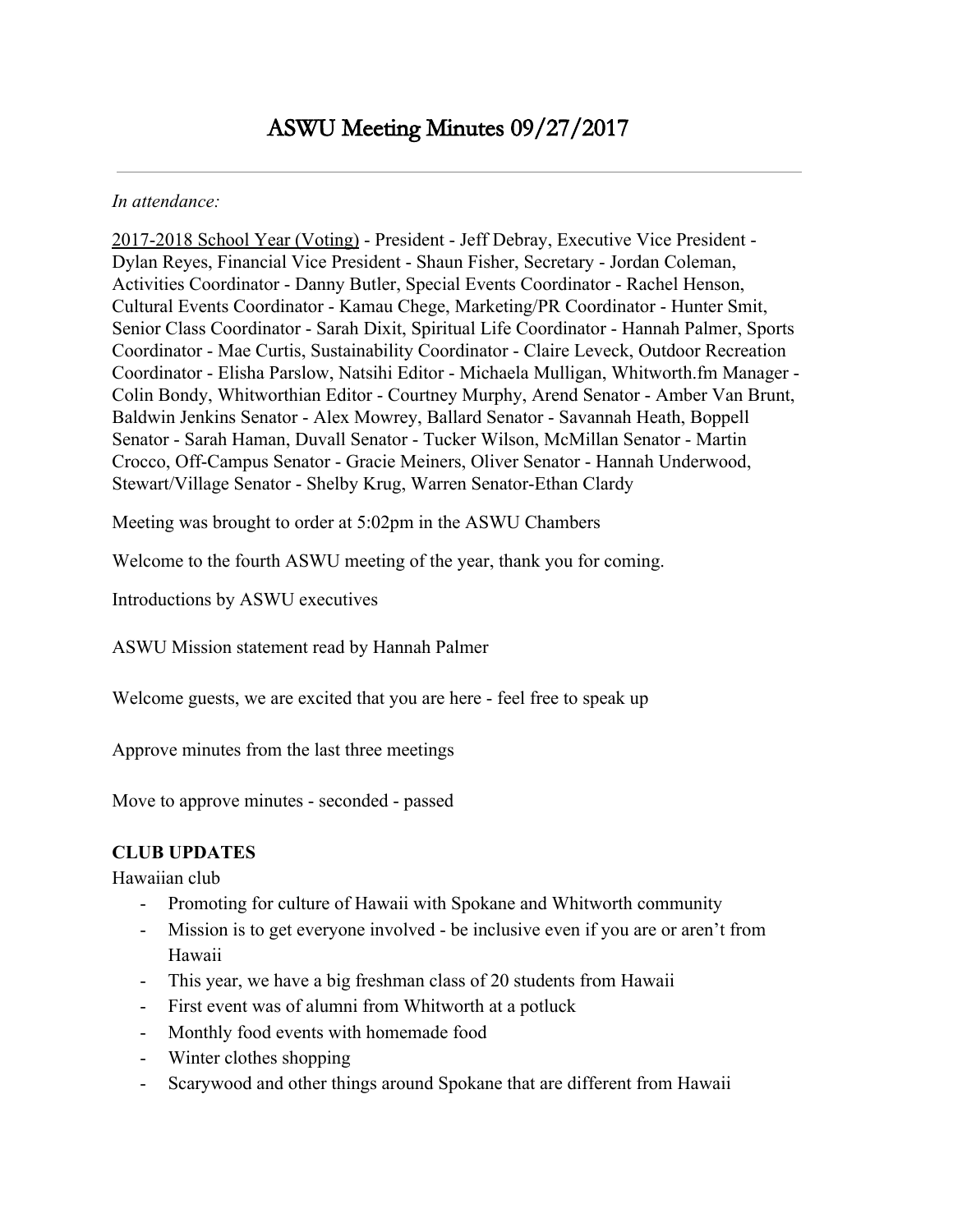# ASWU Meeting Minutes 09/27/2017

*In attendance:*

2017-2018 School Year (Voting) - President - Jeff Debray, Executive Vice President - Dylan Reyes, Financial Vice President - Shaun Fisher, Secretary - Jordan Coleman, Activities Coordinator - Danny Butler, Special Events Coordinator - Rachel Henson, Cultural Events Coordinator - Kamau Chege, Marketing/PR Coordinator - Hunter Smit, Senior Class Coordinator - Sarah Dixit, Spiritual Life Coordinator - Hannah Palmer, Sports Coordinator - Mae Curtis, Sustainability Coordinator - Claire Leveck, Outdoor Recreation Coordinator - Elisha Parslow, Natsihi Editor - Michaela Mulligan, Whitworth.fm Manager - Colin Bondy, Whitworthian Editor - Courtney Murphy, Arend Senator - Amber Van Brunt, Baldwin Jenkins Senator - Alex Mowrey, Ballard Senator - Savannah Heath, Boppell Senator - Sarah Haman, Duvall Senator - Tucker Wilson, McMillan Senator - Martin Crocco, Off-Campus Senator - Gracie Meiners, Oliver Senator - Hannah Underwood, Stewart/Village Senator - Shelby Krug, Warren Senator-Ethan Clardy

Meeting was brought to order at 5:02pm in the ASWU Chambers

Welcome to the fourth ASWU meeting of the year, thank you for coming.

Introductions by ASWU executives

ASWU Mission statement read by Hannah Palmer

Welcome guests, we are excited that you are here - feel free to speak up

Approve minutes from the last three meetings

Move to approve minutes - seconded - passed

**CLUB UPDATES**

Hawaiian club

- Promoting for culture of Hawaii with Spokane and Whitworth community
- Mission is to get everyone involved - be inclusive even if you are or aren't from Hawaii
- This year, we have a big freshman class of 20 students from Hawaii
- First event was of alumni from Whitworth at a potluck
- Monthly food events with homemade food
- Winter clothes shopping
- Scarywood and other things around Spokane that are different from Hawaii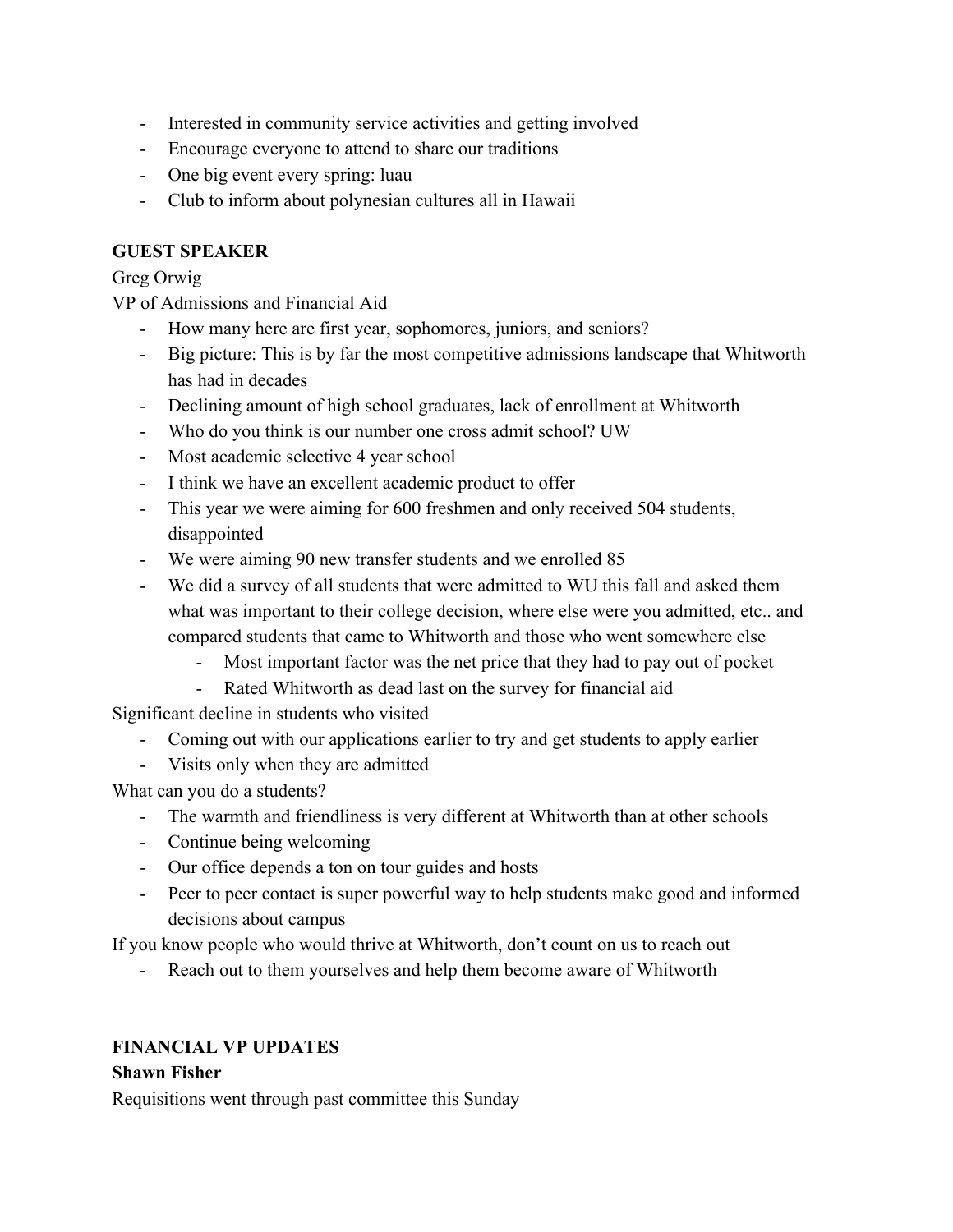- Interested in community service activities and getting involved
- Encourage everyone to attend to share our traditions
- One big event every spring: luau
- Club to inform about polynesian cultures all in Hawaii

**GUEST SPEAKER**

Greg Orwig

VP of Admissions and Financial Aid

- How many here are first year, sophomores, juniors, and seniors?
- Big picture: This is by far the most competitive admissions landscape that Whitworth has had in decades
- Declining amount of high school graduates, lack of enrollment at Whitworth
- Who do you think is our number one cross admit school? UW
- Most academic selective 4 year school
- I think we have an excellent academic product to offer
- This year we were aiming for 600 freshmen and only received 504 students, disappointed
- We were aiming 90 new transfer students and we enrolled 85
- We did a survey of all students that were admitted to WU this fall and asked them what was important to their college decision, where else were you admitted, etc.. and compared students that came to Whitworth and those who went somewhere else
    - Most important factor was the net price that they had to pay out of pocket
    - Rated Whitworth as dead last on the survey for financial aid

Significant decline in students who visited

- Coming out with our applications earlier to try and get students to apply earlier
- Visits only when they are admitted

What can you do a students?

- The warmth and friendliness is very different at Whitworth than at other schools
- Continue being welcoming
- Our office depends a ton on tour guides and hosts
- Peer to peer contact is super powerful way to help students make good and informed decisions about campus

If you know people who would thrive at Whitworth, don't count on us to reach out

- Reach out to them yourselves and help them become aware of Whitworth

**FINANCIAL VP UPDATES**

**Shawn Fisher**

Requisitions went through past committee this Sunday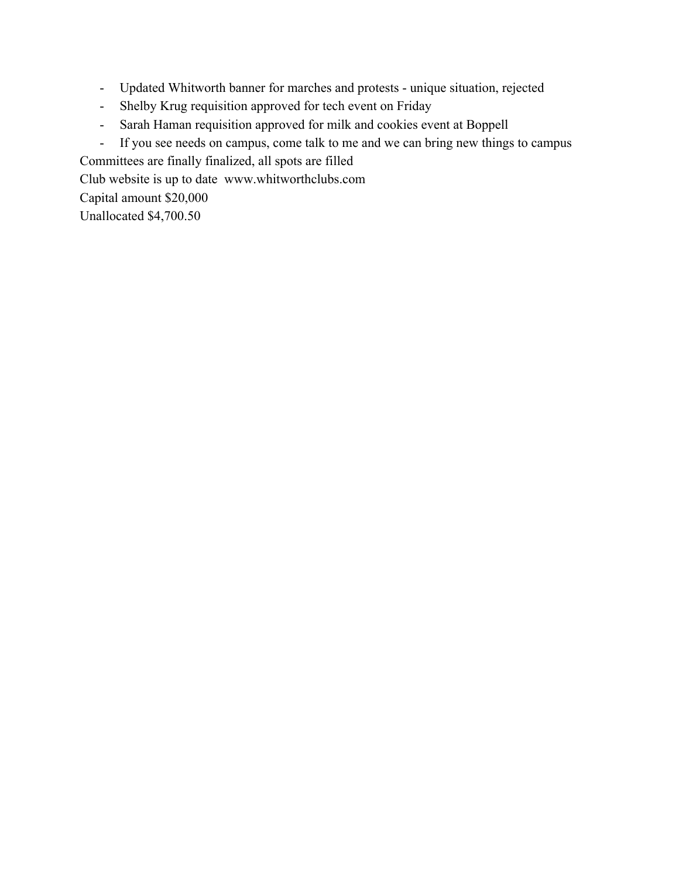- Updated Whitworth banner for marches and protests - unique situation, rejected
- Shelby Krug requisition approved for tech event on Friday
- Sarah Haman requisition approved for milk and cookies event at Boppell
- If you see needs on campus, come talk to me and we can bring new things to campus

Committees are finally finalized, all spots are filled

Club website is up to date www.whitworthclubs.com

Capital amount $20,000

Unallocated $4,700.50